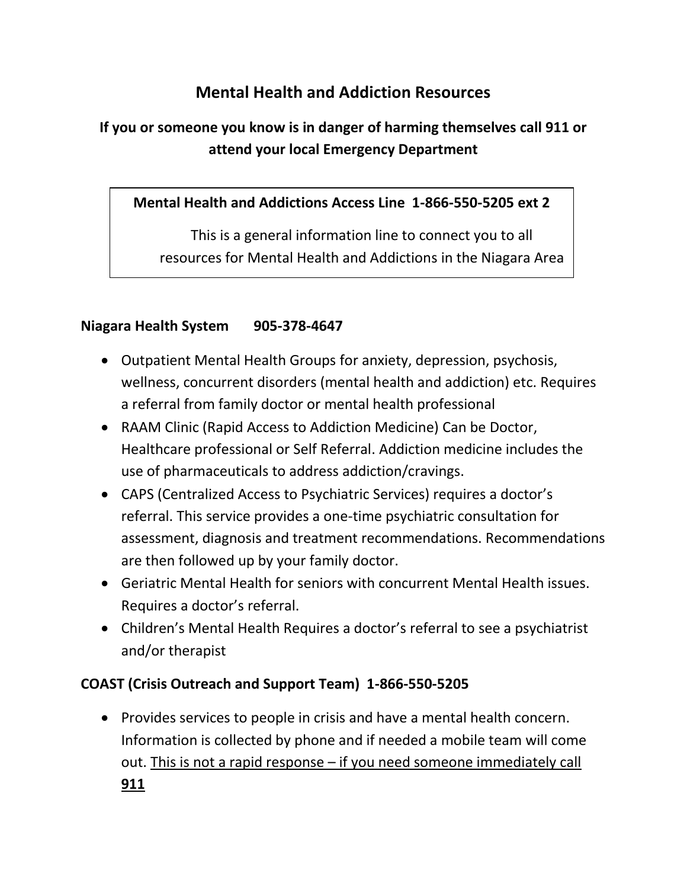# Mental Health and Addiction Resources

## If you or someone you know is in danger of harming themselves call 911 or attend your local Emergency Department

**Mental Health and Addictions Access Line 1-866-550-5205 ext 2**

This is a general information line to connect you to all resources for Mental Health and Addictions in the Niagara Area

### Niagara Health System 905-378-4647

- Outpatient Mental Health Groups for anxiety, depression, psychosis, wellness, concurrent disorders (mental health and addiction) etc. Requires a referral from family doctor or mental health professional
- RAAM Clinic (Rapid Access to Addiction Medicine) Can be Doctor, Healthcare professional or Self Referral. Addiction medicine includes the use of pharmaceuticals to address addiction/cravings.
- CAPS (Centralized Access to Psychiatric Services) requires a doctor's referral. This service provides a one-time psychiatric consultation for assessment, diagnosis and treatment recommendations. Recommendations are then followed up by your family doctor.
- Geriatric Mental Health for seniors with concurrent Mental Health issues. Requires a doctor's referral.
- Children's Mental Health Requires a doctor's referral to see a psychiatrist and/or therapist

### COAST (Crisis Outreach and Support Team) 1-866-550-5205

- Provides services to people in crisis and have a mental health concern. Information is collected by phone and if needed a mobile team will come out. <u>This is not a rapid response – if you need someone immediately call **911**</u>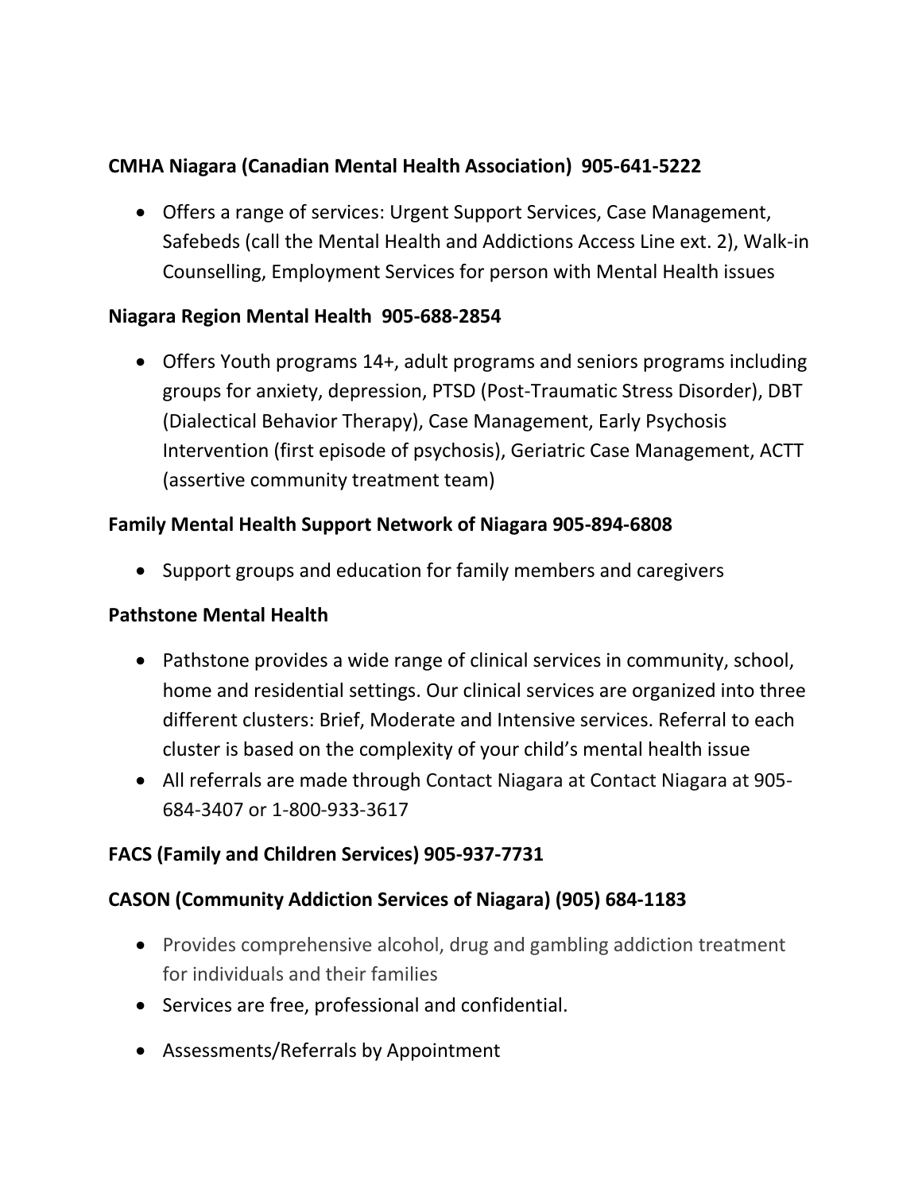**CMHA Niagara (Canadian Mental Health Association)  905-641-5222**

- Offers a range of services: Urgent Support Services, Case Management, Safebeds (call the Mental Health and Addictions Access Line ext. 2), Walk-in Counselling, Employment Services for person with Mental Health issues

**Niagara Region Mental Health  905-688-2854**

- Offers Youth programs 14+, adult programs and seniors programs including groups for anxiety, depression, PTSD (Post-Traumatic Stress Disorder), DBT (Dialectical Behavior Therapy), Case Management, Early Psychosis Intervention (first episode of psychosis), Geriatric Case Management, ACTT (assertive community treatment team)

**Family Mental Health Support Network of Niagara 905-894-6808**

- Support groups and education for family members and caregivers

**Pathstone Mental Health**

- Pathstone provides a wide range of clinical services in community, school, home and residential settings. Our clinical services are organized into three different clusters: Brief, Moderate and Intensive services. Referral to each cluster is based on the complexity of your child's mental health issue
- All referrals are made through Contact Niagara at Contact Niagara at 905-684-3407 or 1-800-933-3617

**FACS (Family and Children Services) 905-937-7731**

**CASON (Community Addiction Services of Niagara) (905) 684-1183**

- Provides comprehensive alcohol, drug and gambling addiction treatment for individuals and their families
- Services are free, professional and confidential.
- Assessments/Referrals by Appointment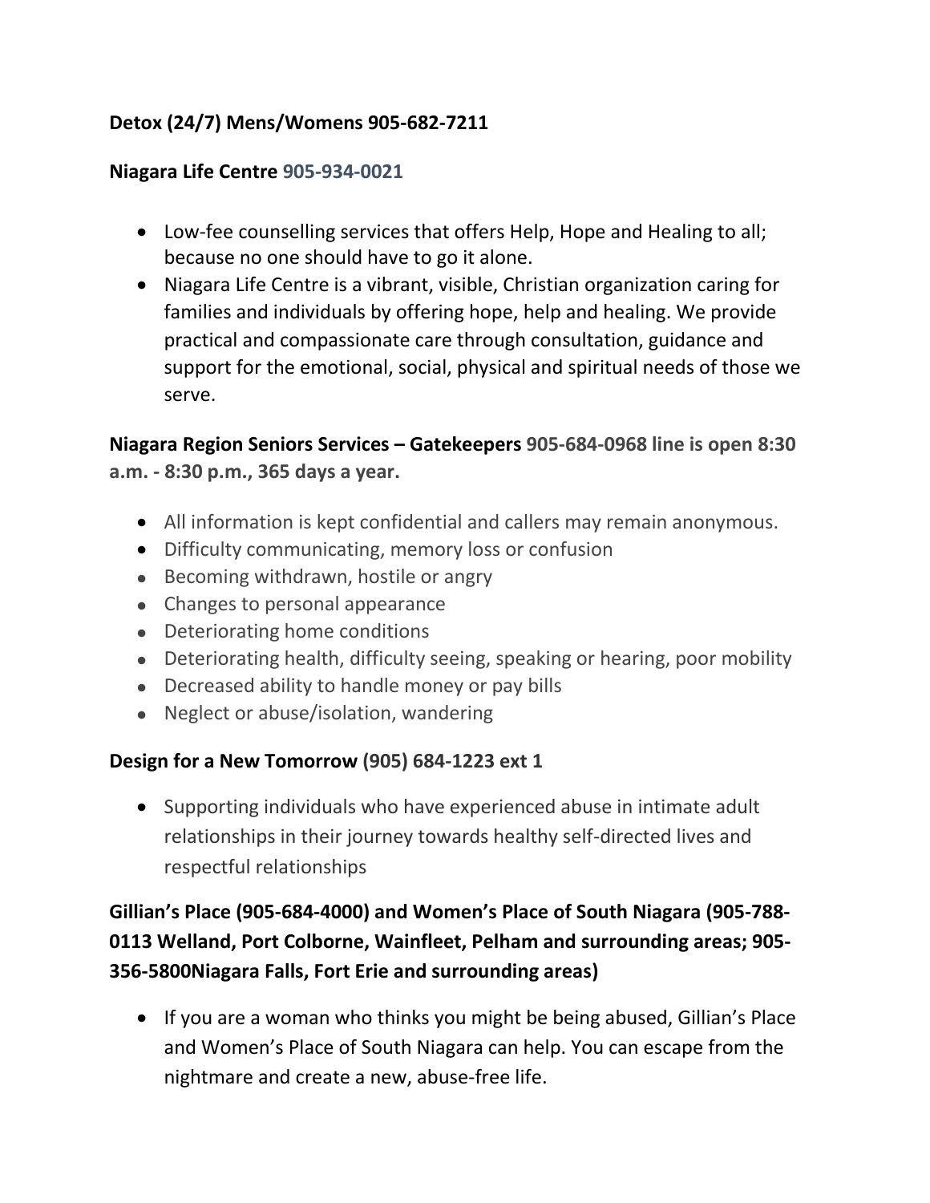**Detox (24/7) Mens/Womens 905-682-7211**

**Niagara Life Centre 905-934-0021**

- Low-fee counselling services that offers Help, Hope and Healing to all; because no one should have to go it alone.
- Niagara Life Centre is a vibrant, visible, Christian organization caring for families and individuals by offering hope, help and healing. We provide practical and compassionate care through consultation, guidance and support for the emotional, social, physical and spiritual needs of those we serve.

**Niagara Region Seniors Services – Gatekeepers 905-684-0968 line is open 8:30 a.m. - 8:30 p.m., 365 days a year.**

- All information is kept confidential and callers may remain anonymous.
- Difficulty communicating, memory loss or confusion
- Becoming withdrawn, hostile or angry
- Changes to personal appearance
- Deteriorating home conditions
- Deteriorating health, difficulty seeing, speaking or hearing, poor mobility
- Decreased ability to handle money or pay bills
- Neglect or abuse/isolation, wandering

**Design for a New Tomorrow (905) 684-1223 ext 1**

- Supporting individuals who have experienced abuse in intimate adult relationships in their journey towards healthy self-directed lives and respectful relationships

**Gillian's Place (905-684-4000) and Women's Place of South Niagara (905-788-0113 Welland, Port Colborne, Wainfleet, Pelham and surrounding areas; 905-356-5800Niagara Falls, Fort Erie and surrounding areas)**

- If you are a woman who thinks you might be being abused, Gillian's Place and Women's Place of South Niagara can help. You can escape from the nightmare and create a new, abuse-free life.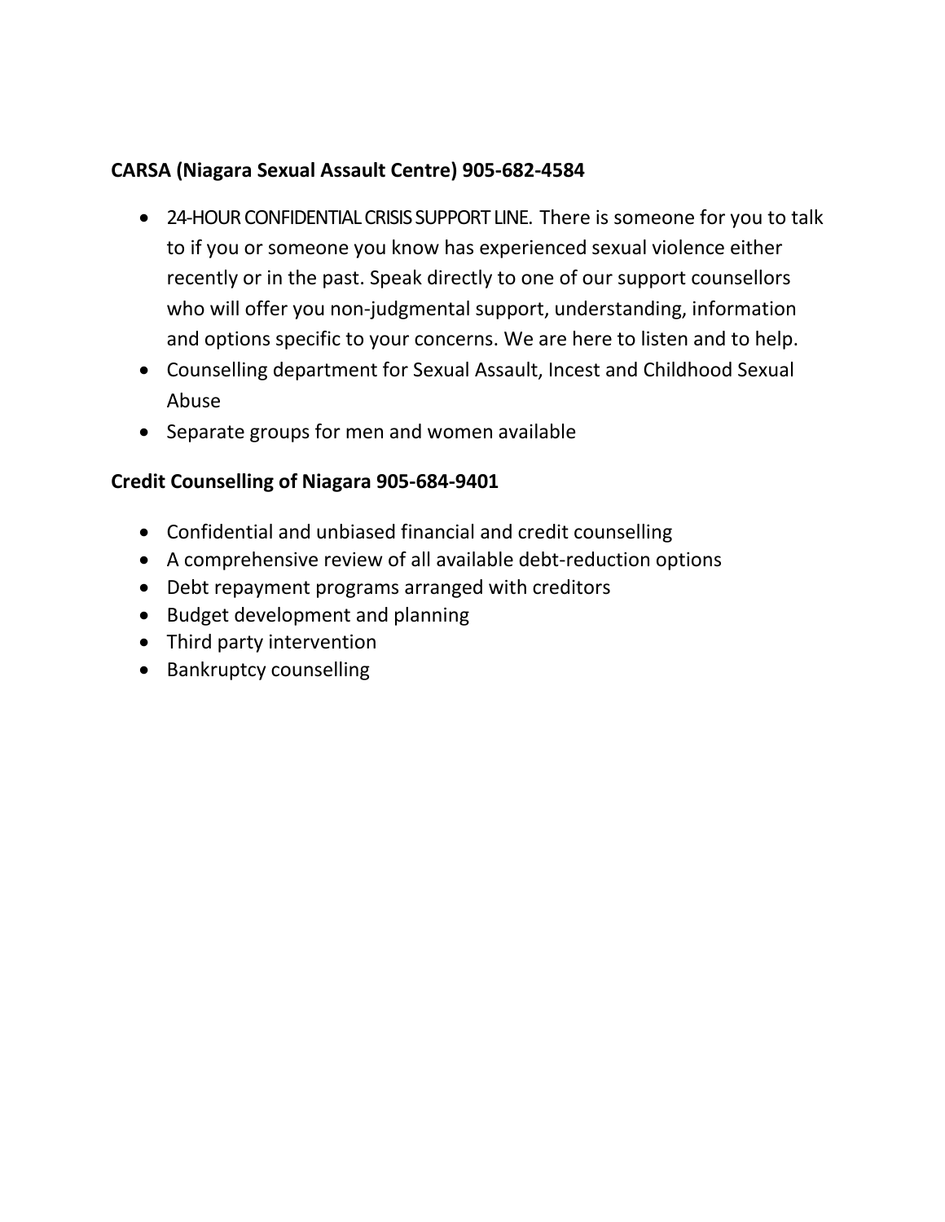**CARSA (Niagara Sexual Assault Centre) 905-682-4584**

- 24-HOUR CONFIDENTIAL CRISIS SUPPORT LINE. There is someone for you to talk to if you or someone you know has experienced sexual violence either recently or in the past. Speak directly to one of our support counsellors who will offer you non-judgmental support, understanding, information and options specific to your concerns. We are here to listen and to help.
- Counselling department for Sexual Assault, Incest and Childhood Sexual Abuse
- Separate groups for men and women available

**Credit Counselling of Niagara 905-684-9401**

- Confidential and unbiased financial and credit counselling
- A comprehensive review of all available debt-reduction options
- Debt repayment programs arranged with creditors
- Budget development and planning
- Third party intervention
- Bankruptcy counselling